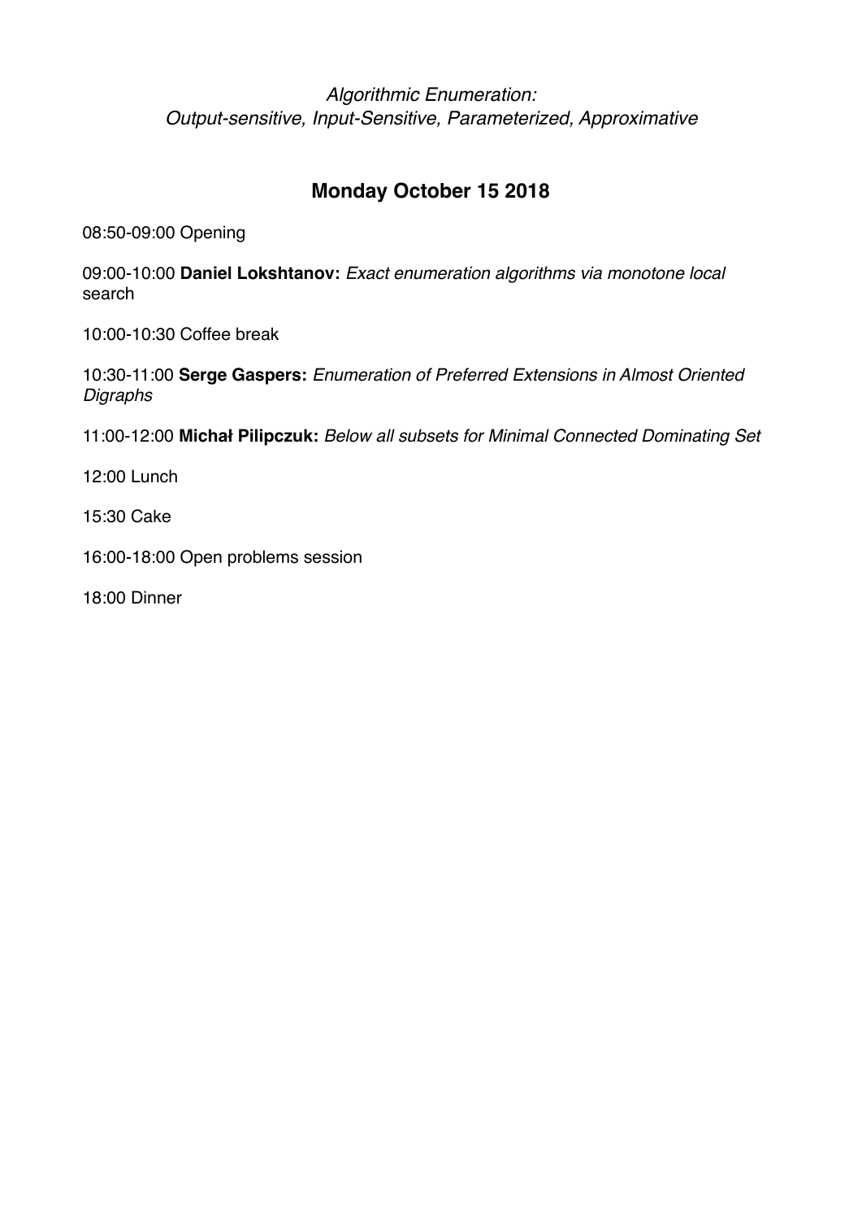*Algorithmic Enumeration:*
*Output-sensitive, Input-Sensitive, Parameterized, Approximative*

## Monday October 15 2018

08:50-09:00 Opening

09:00-10:00 **Daniel Lokshtanov:** *Exact enumeration algorithms via monotone local* search

10:00-10:30 Coffee break

10:30-11:00 **Serge Gaspers:** *Enumeration of Preferred Extensions in Almost Oriented Digraphs*

11:00-12:00 **Michał Pilipczuk:** *Below all subsets for Minimal Connected Dominating Set*

12:00 Lunch

15:30 Cake

16:00-18:00 Open problems session

18:00 Dinner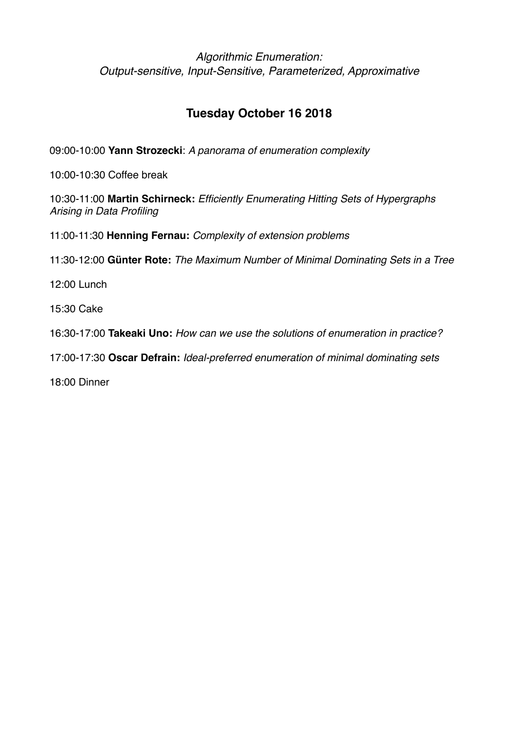*Algorithmic Enumeration:*
*Output-sensitive, Input-Sensitive, Parameterized, Approximative*

## Tuesday October 16 2018

09:00-10:00 **Yann Strozecki**: *A panorama of enumeration complexity*

10:00-10:30 Coffee break

10:30-11:00 **Martin Schirneck:** *Efficiently Enumerating Hitting Sets of Hypergraphs Arising in Data Profiling*

11:00-11:30 **Henning Fernau:** *Complexity of extension problems*

11:30-12:00 **Günter Rote:** *The Maximum Number of Minimal Dominating Sets in a Tree*

12:00 Lunch

15:30 Cake

16:30-17:00 **Takeaki Uno:** *How can we use the solutions of enumeration in practice?*

17:00-17:30 **Oscar Defrain:** *Ideal-preferred enumeration of minimal dominating sets*

18:00 Dinner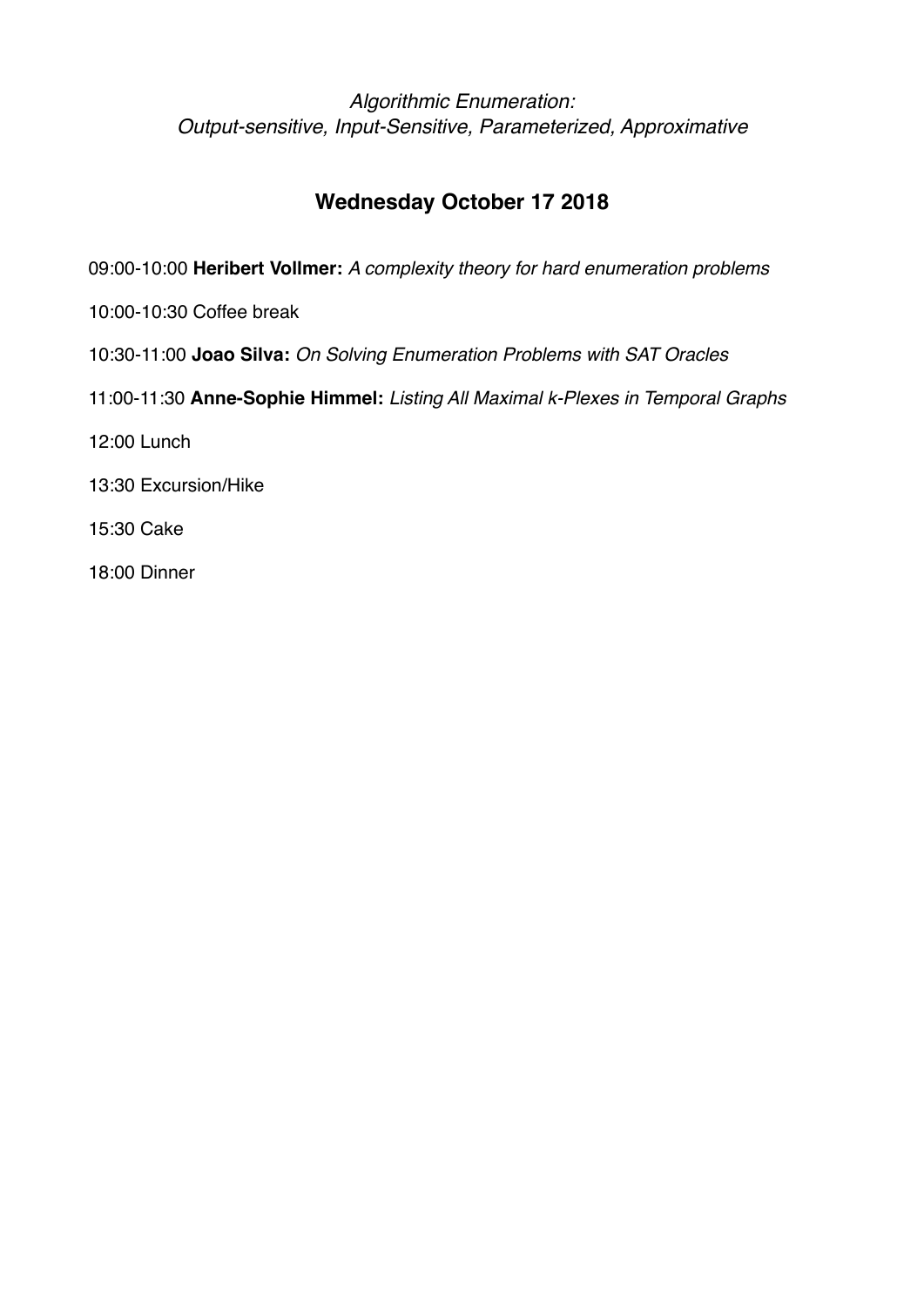*Algorithmic Enumeration:*
*Output-sensitive, Input-Sensitive, Parameterized, Approximative*

## Wednesday October 17 2018

09:00-10:00 **Heribert Vollmer:** *A complexity theory for hard enumeration problems*

10:00-10:30 Coffee break

10:30-11:00 **Joao Silva:** *On Solving Enumeration Problems with SAT Oracles*

11:00-11:30 **Anne-Sophie Himmel:** *Listing All Maximal k-Plexes in Temporal Graphs*

12:00 Lunch

13:30 Excursion/Hike

15:30 Cake

18:00 Dinner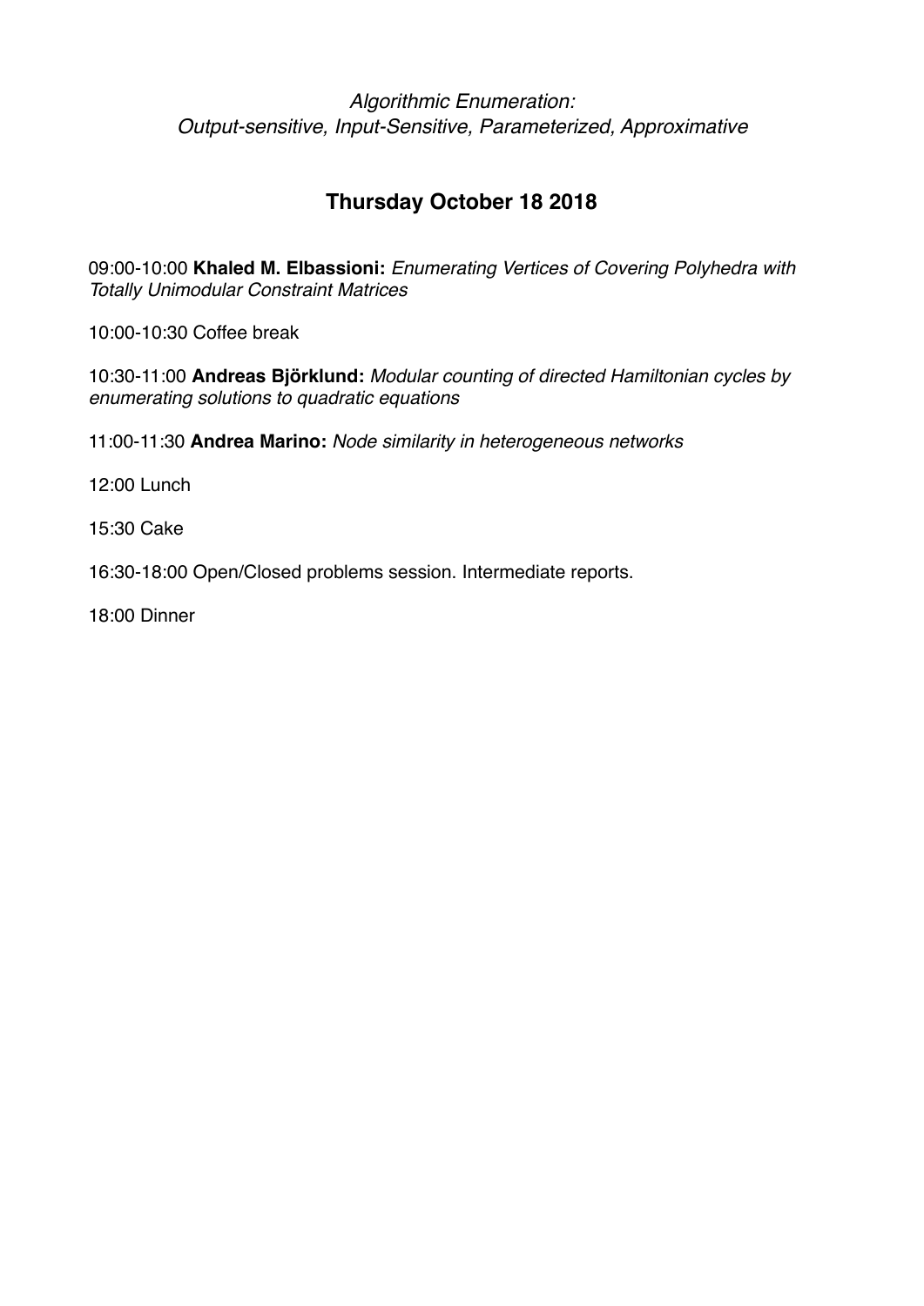*Algorithmic Enumeration:*
*Output-sensitive, Input-Sensitive, Parameterized, Approximative*

## Thursday October 18 2018

09:00-10:00 **Khaled M. Elbassioni:** *Enumerating Vertices of Covering Polyhedra with Totally Unimodular Constraint Matrices*

10:00-10:30 Coffee break

10:30-11:00 **Andreas Björklund:** *Modular counting of directed Hamiltonian cycles by enumerating solutions to quadratic equations*

11:00-11:30 **Andrea Marino:** *Node similarity in heterogeneous networks*

12:00 Lunch

15:30 Cake

16:30-18:00 Open/Closed problems session. Intermediate reports.

18:00 Dinner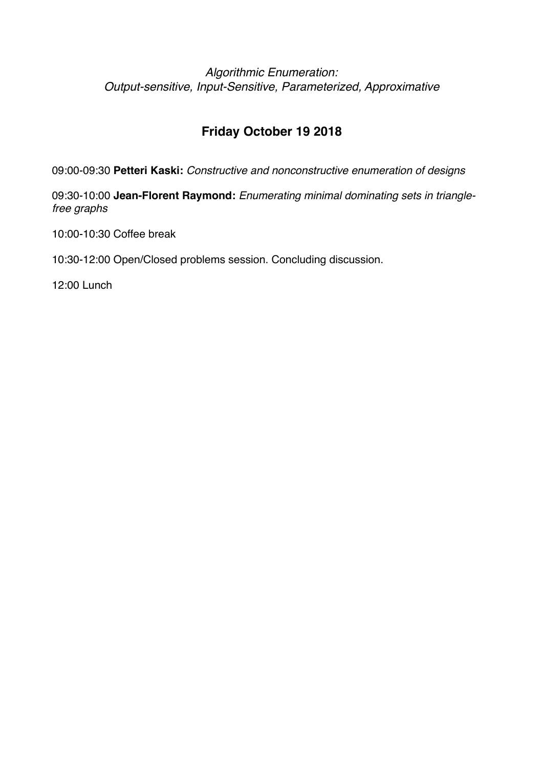*Algorithmic Enumeration:*
*Output-sensitive, Input-Sensitive, Parameterized, Approximative*

## Friday October 19 2018

09:00-09:30 **Petteri Kaski:** *Constructive and nonconstructive enumeration of designs*

09:30-10:00 **Jean-Florent Raymond:** *Enumerating minimal dominating sets in triangle-free graphs*

10:00-10:30 Coffee break

10:30-12:00 Open/Closed problems session. Concluding discussion.

12:00 Lunch